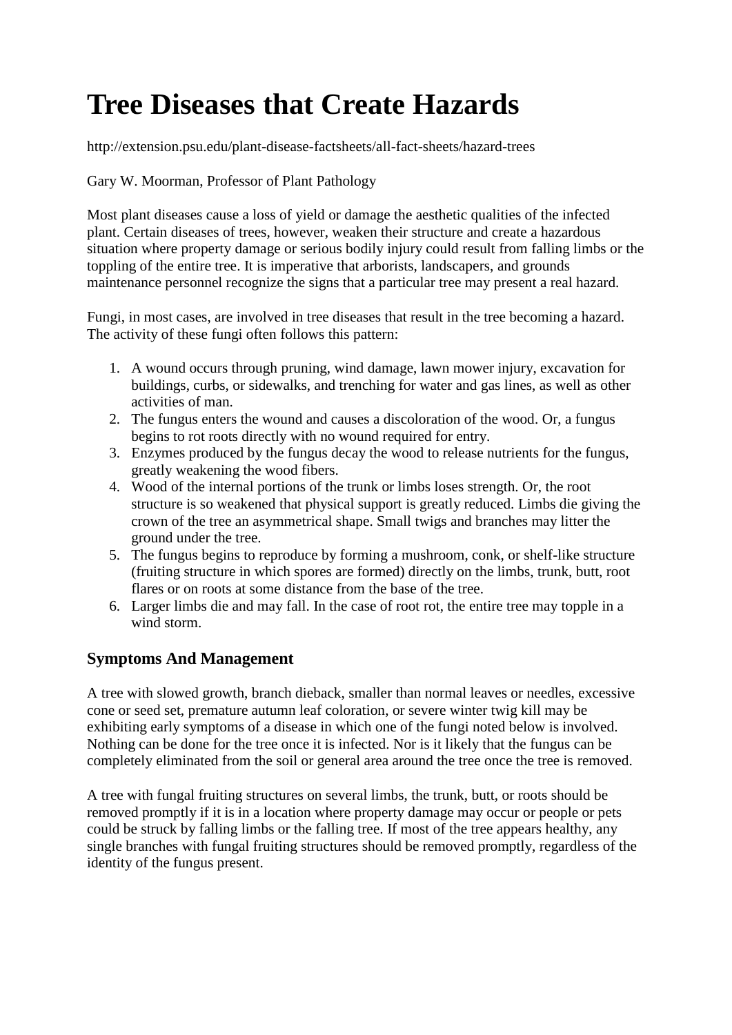# Tree Diseases that Create Hazards

http://extension.psu.edu/plant-disease-factsheets/all-fact-sheets/hazard-trees

Gary W. Moorman, Professor of Plant Pathology

Most plant diseases cause a loss of yield or damage the aesthetic qualities of the infected plant. Certain diseases of trees, however, weaken their structure and create a hazardous situation where property damage or serious bodily injury could result from falling limbs or the toppling of the entire tree. It is imperative that arborists, landscapers, and grounds maintenance personnel recognize the signs that a particular tree may present a real hazard.

Fungi, in most cases, are involved in tree diseases that result in the tree becoming a hazard. The activity of these fungi often follows this pattern:

1. A wound occurs through pruning, wind damage, lawn mower injury, excavation for buildings, curbs, or sidewalks, and trenching for water and gas lines, as well as other activities of man.
2. The fungus enters the wound and causes a discoloration of the wood. Or, a fungus begins to rot roots directly with no wound required for entry.
3. Enzymes produced by the fungus decay the wood to release nutrients for the fungus, greatly weakening the wood fibers.
4. Wood of the internal portions of the trunk or limbs loses strength. Or, the root structure is so weakened that physical support is greatly reduced. Limbs die giving the crown of the tree an asymmetrical shape. Small twigs and branches may litter the ground under the tree.
5. The fungus begins to reproduce by forming a mushroom, conk, or shelf-like structure (fruiting structure in which spores are formed) directly on the limbs, trunk, butt, root flares or on roots at some distance from the base of the tree.
6. Larger limbs die and may fall. In the case of root rot, the entire tree may topple in a wind storm.

## Symptoms And Management

A tree with slowed growth, branch dieback, smaller than normal leaves or needles, excessive cone or seed set, premature autumn leaf coloration, or severe winter twig kill may be exhibiting early symptoms of a disease in which one of the fungi noted below is involved. Nothing can be done for the tree once it is infected. Nor is it likely that the fungus can be completely eliminated from the soil or general area around the tree once the tree is removed.

A tree with fungal fruiting structures on several limbs, the trunk, butt, or roots should be removed promptly if it is in a location where property damage may occur or people or pets could be struck by falling limbs or the falling tree. If most of the tree appears healthy, any single branches with fungal fruiting structures should be removed promptly, regardless of the identity of the fungus present.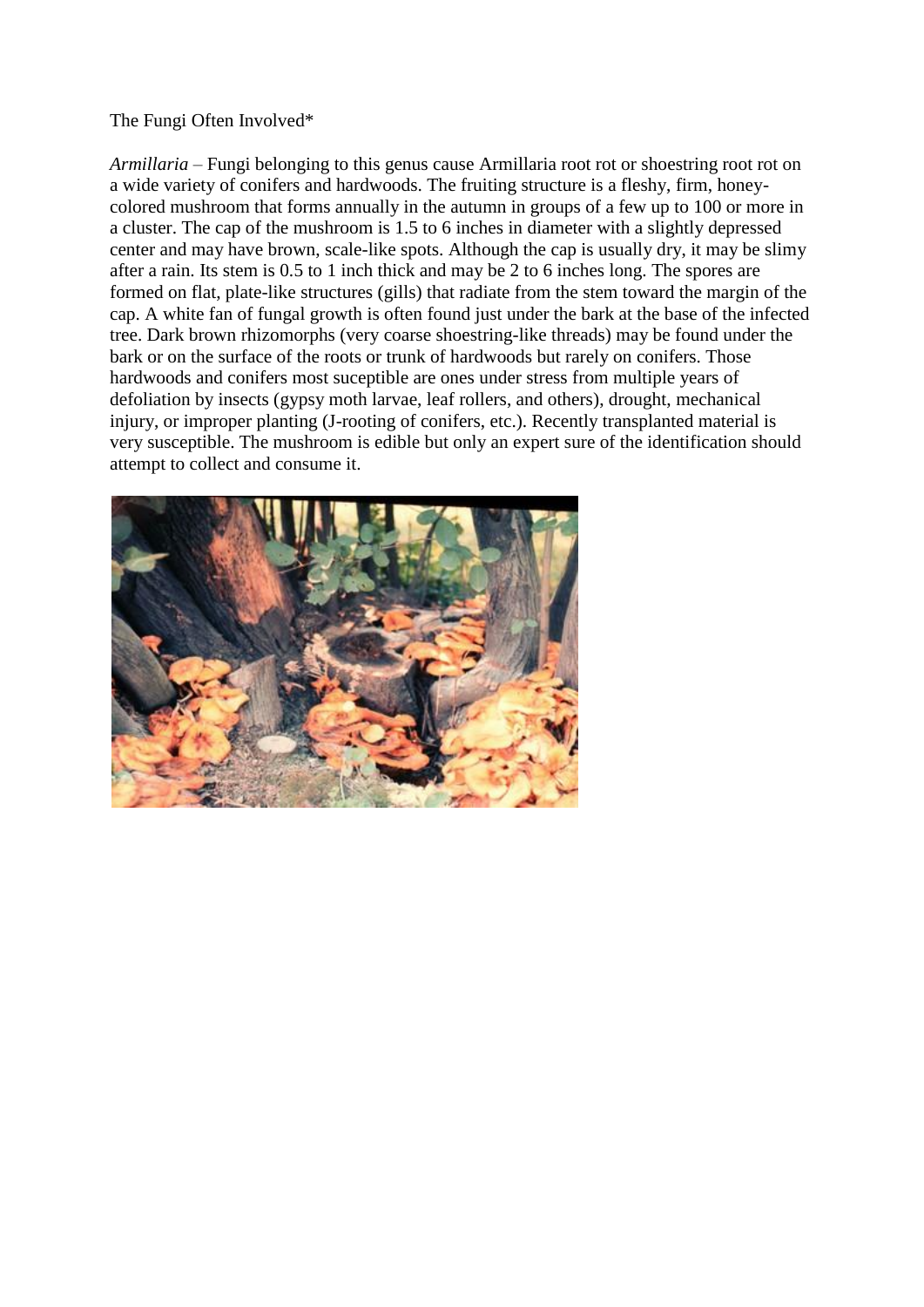The Fungi Often Involved*

*Armillaria* – Fungi belonging to this genus cause Armillaria root rot or shoestring root rot on a wide variety of conifers and hardwoods. The fruiting structure is a fleshy, firm, honey-colored mushroom that forms annually in the autumn in groups of a few up to 100 or more in a cluster. The cap of the mushroom is 1.5 to 6 inches in diameter with a slightly depressed center and may have brown, scale-like spots. Although the cap is usually dry, it may be slimy after a rain. Its stem is 0.5 to 1 inch thick and may be 2 to 6 inches long. The spores are formed on flat, plate-like structures (gills) that radiate from the stem toward the margin of the cap. A white fan of fungal growth is often found just under the bark at the base of the infected tree. Dark brown rhizomorphs (very coarse shoestring-like threads) may be found under the bark or on the surface of the roots or trunk of hardwoods but rarely on conifers. Those hardwoods and conifers most suceptible are ones under stress from multiple years of defoliation by insects (gypsy moth larvae, leaf rollers, and others), drought, mechanical injury, or improper planting (J-rooting of conifers, etc.). Recently transplanted material is very susceptible. The mushroom is edible but only an expert sure of the identification should attempt to collect and consume it.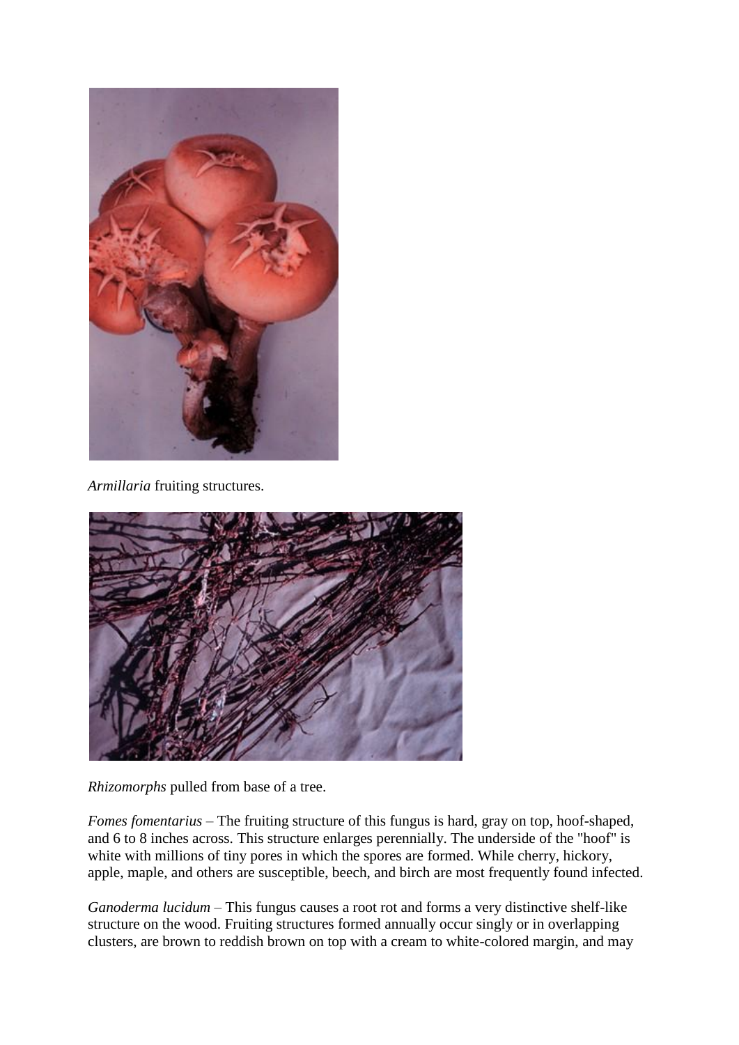*Armillaria* fruiting structures.

*Rhizomorphs* pulled from base of a tree.

*Fomes fomentarius* – The fruiting structure of this fungus is hard, gray on top, hoof-shaped, and 6 to 8 inches across. This structure enlarges perennially. The underside of the "hoof" is white with millions of tiny pores in which the spores are formed. While cherry, hickory, apple, maple, and others are susceptible, beech, and birch are most frequently found infected.

*Ganoderma lucidum* – This fungus causes a root rot and forms a very distinctive shelf-like structure on the wood. Fruiting structures formed annually occur singly or in overlapping clusters, are brown to reddish brown on top with a cream to white-colored margin, and may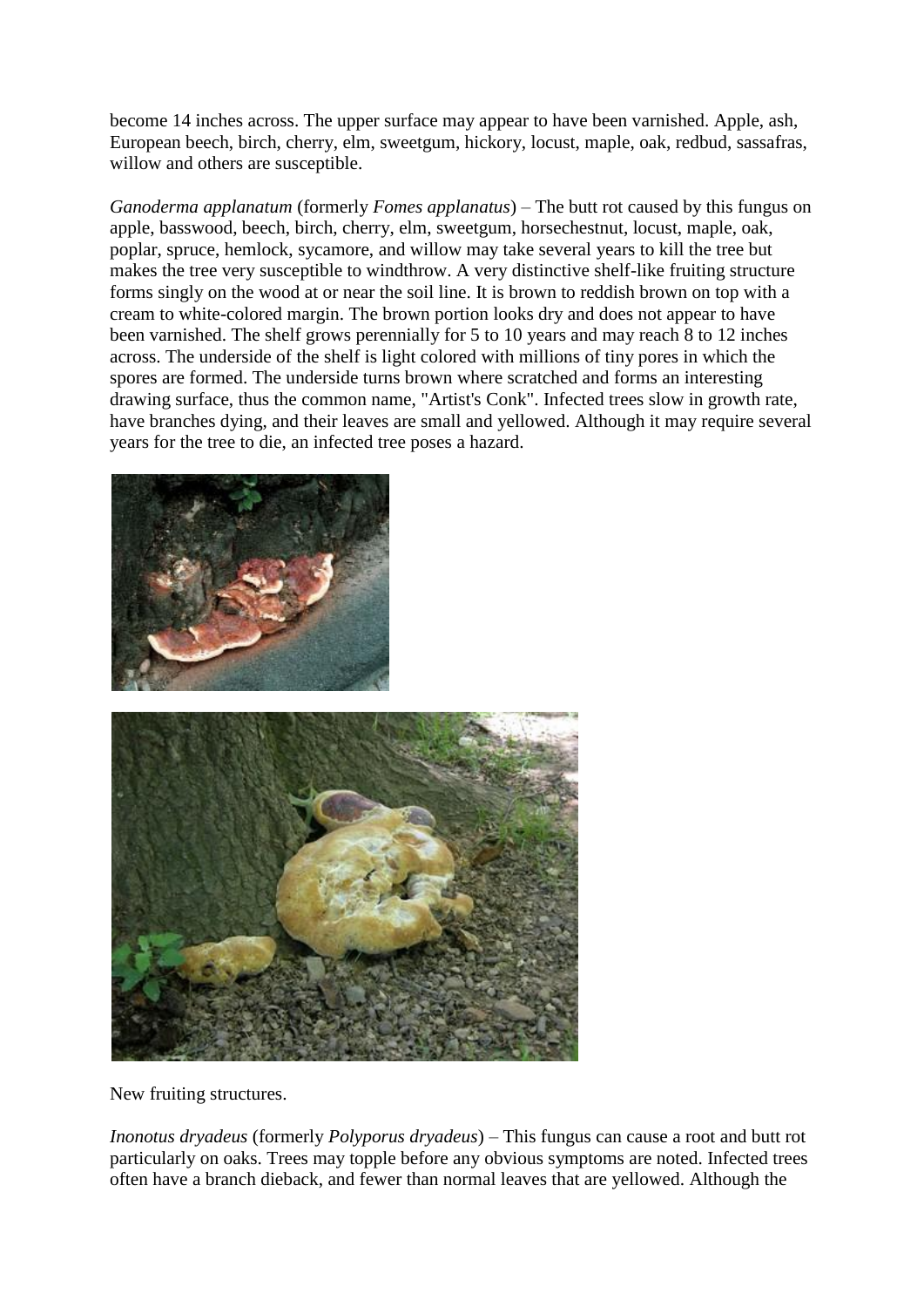become 14 inches across. The upper surface may appear to have been varnished. Apple, ash, European beech, birch, cherry, elm, sweetgum, hickory, locust, maple, oak, redbud, sassafras, willow and others are susceptible.

*Ganoderma applanatum* (formerly *Fomes applanatus*) – The butt rot caused by this fungus on apple, basswood, beech, birch, cherry, elm, sweetgum, horsechestnut, locust, maple, oak, poplar, spruce, hemlock, sycamore, and willow may take several years to kill the tree but makes the tree very susceptible to windthrow. A very distinctive shelf-like fruiting structure forms singly on the wood at or near the soil line. It is brown to reddish brown on top with a cream to white-colored margin. The brown portion looks dry and does not appear to have been varnished. The shelf grows perennially for 5 to 10 years and may reach 8 to 12 inches across. The underside of the shelf is light colored with millions of tiny pores in which the spores are formed. The underside turns brown where scratched and forms an interesting drawing surface, thus the common name, "Artist's Conk". Infected trees slow in growth rate, have branches dying, and their leaves are small and yellowed. Although it may require several years for the tree to die, an infected tree poses a hazard.

New fruiting structures.

*Inonotus dryadeus* (formerly *Polyporus dryadeus*) – This fungus can cause a root and butt rot particularly on oaks. Trees may topple before any obvious symptoms are noted. Infected trees often have a branch dieback, and fewer than normal leaves that are yellowed. Although the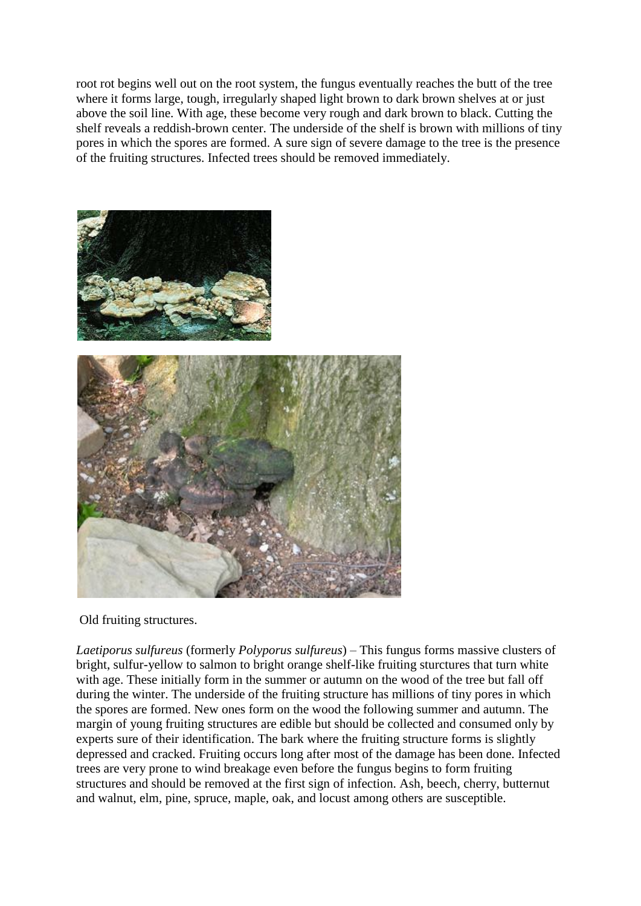root rot begins well out on the root system, the fungus eventually reaches the butt of the tree where it forms large, tough, irregularly shaped light brown to dark brown shelves at or just above the soil line. With age, these become very rough and dark brown to black. Cutting the shelf reveals a reddish-brown center. The underside of the shelf is brown with millions of tiny pores in which the spores are formed. A sure sign of severe damage to the tree is the presence of the fruiting structures. Infected trees should be removed immediately.

Old fruiting structures.

*Laetiporus sulfureus* (formerly *Polyporus sulfureus*) – This fungus forms massive clusters of bright, sulfur-yellow to salmon to bright orange shelf-like fruiting sturctures that turn white with age. These initially form in the summer or autumn on the wood of the tree but fall off during the winter. The underside of the fruiting structure has millions of tiny pores in which the spores are formed. New ones form on the wood the following summer and autumn. The margin of young fruiting structures are edible but should be collected and consumed only by experts sure of their identification. The bark where the fruiting structure forms is slightly depressed and cracked. Fruiting occurs long after most of the damage has been done. Infected trees are very prone to wind breakage even before the fungus begins to form fruiting structures and should be removed at the first sign of infection. Ash, beech, cherry, butternut and walnut, elm, pine, spruce, maple, oak, and locust among others are susceptible.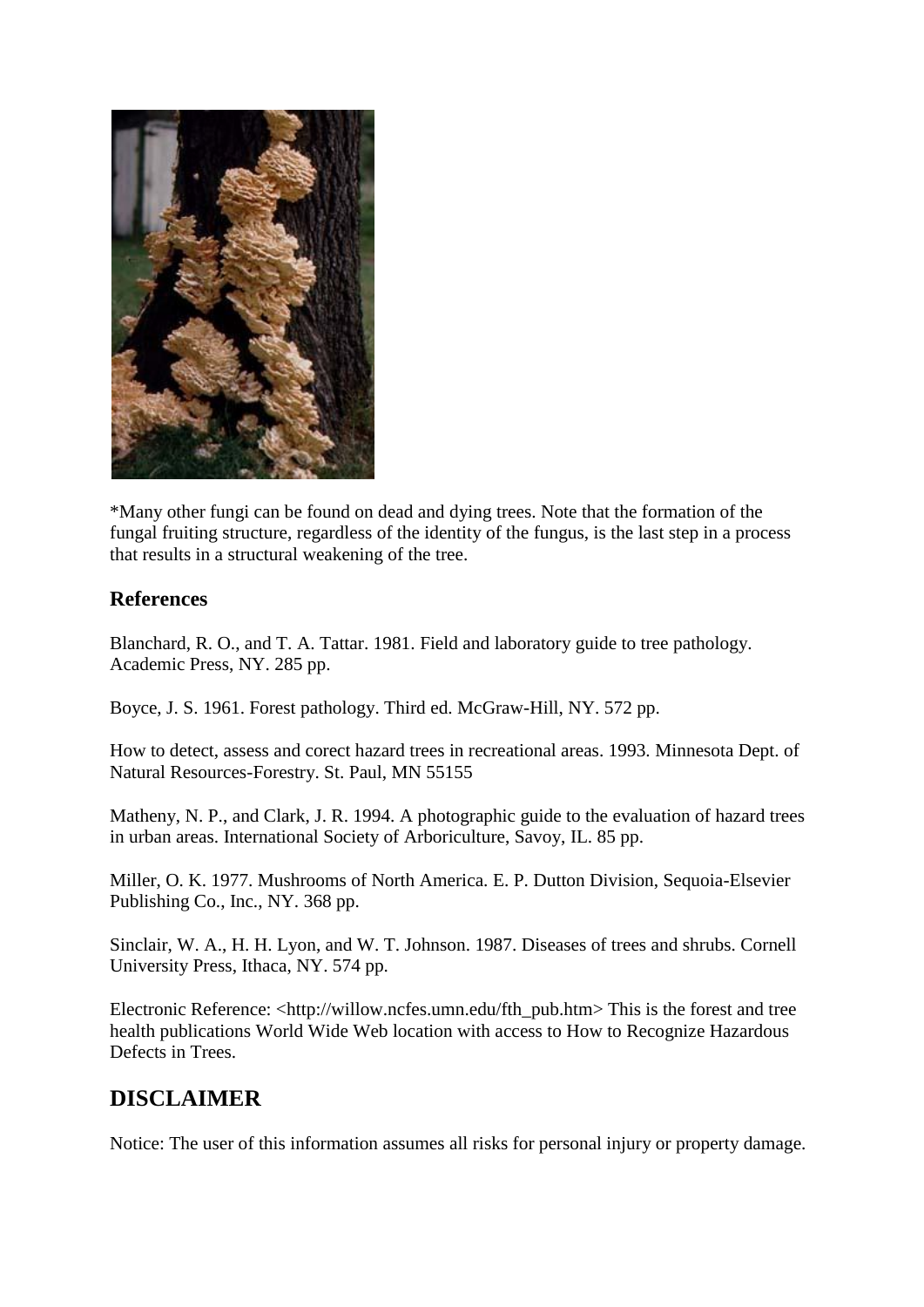*Many other fungi can be found on dead and dying trees. Note that the formation of the fungal fruiting structure, regardless of the identity of the fungus, is the last step in a process that results in a structural weakening of the tree.

### References

Blanchard, R. O., and T. A. Tattar. 1981. Field and laboratory guide to tree pathology. Academic Press, NY. 285 pp.

Boyce, J. S. 1961. Forest pathology. Third ed. McGraw-Hill, NY. 572 pp.

How to detect, assess and corect hazard trees in recreational areas. 1993. Minnesota Dept. of Natural Resources-Forestry. St. Paul, MN 55155

Matheny, N. P., and Clark, J. R. 1994. A photographic guide to the evaluation of hazard trees in urban areas. International Society of Arboriculture, Savoy, IL. 85 pp.

Miller, O. K. 1977. Mushrooms of North America. E. P. Dutton Division, Sequoia-Elsevier Publishing Co., Inc., NY. 368 pp.

Sinclair, W. A., H. H. Lyon, and W. T. Johnson. 1987. Diseases of trees and shrubs. Cornell University Press, Ithaca, NY. 574 pp.

Electronic Reference: <http://willow.ncfes.umn.edu/fth_pub.htm> This is the forest and tree health publications World Wide Web location with access to How to Recognize Hazardous Defects in Trees.

## DISCLAIMER

Notice: The user of this information assumes all risks for personal injury or property damage.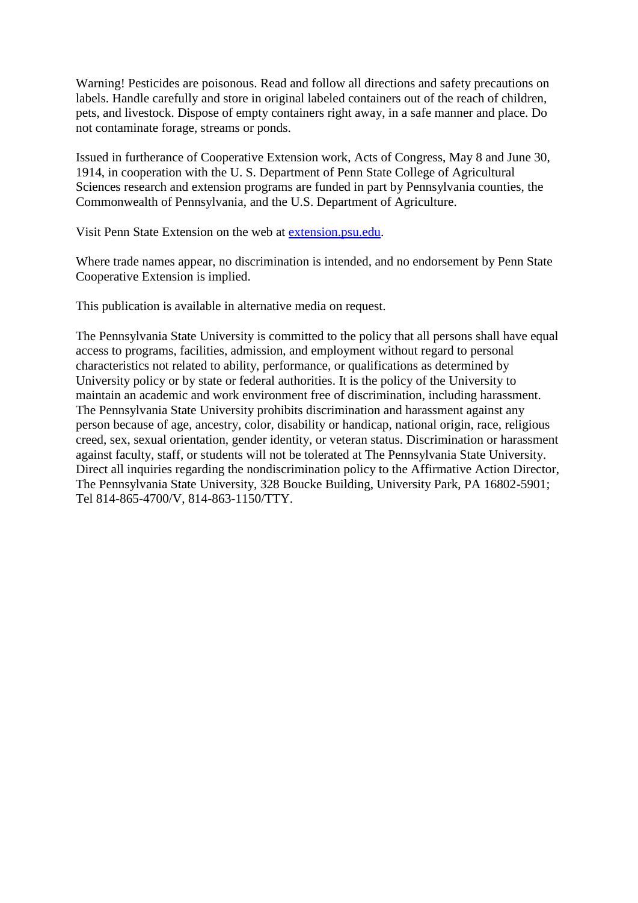Warning! Pesticides are poisonous. Read and follow all directions and safety precautions on labels. Handle carefully and store in original labeled containers out of the reach of children, pets, and livestock. Dispose of empty containers right away, in a safe manner and place. Do not contaminate forage, streams or ponds.

Issued in furtherance of Cooperative Extension work, Acts of Congress, May 8 and June 30, 1914, in cooperation with the U. S. Department of Penn State College of Agricultural Sciences research and extension programs are funded in part by Pennsylvania counties, the Commonwealth of Pennsylvania, and the U.S. Department of Agriculture.

Visit Penn State Extension on the web at [extension.psu.edu](extension.psu.edu).

Where trade names appear, no discrimination is intended, and no endorsement by Penn State Cooperative Extension is implied.

This publication is available in alternative media on request.

The Pennsylvania State University is committed to the policy that all persons shall have equal access to programs, facilities, admission, and employment without regard to personal characteristics not related to ability, performance, or qualifications as determined by University policy or by state or federal authorities. It is the policy of the University to maintain an academic and work environment free of discrimination, including harassment. The Pennsylvania State University prohibits discrimination and harassment against any person because of age, ancestry, color, disability or handicap, national origin, race, religious creed, sex, sexual orientation, gender identity, or veteran status. Discrimination or harassment against faculty, staff, or students will not be tolerated at The Pennsylvania State University. Direct all inquiries regarding the nondiscrimination policy to the Affirmative Action Director, The Pennsylvania State University, 328 Boucke Building, University Park, PA 16802-5901; Tel 814-865-4700/V, 814-863-1150/TTY.